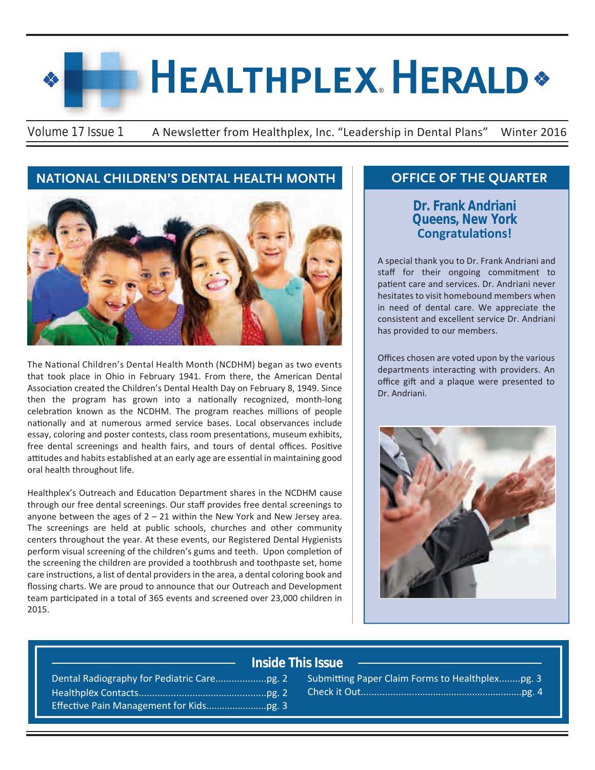# HEALTHPLEX® HERALD

Volume 17 Issue 1 — A Newsletter from Healthplex, Inc. "Leadership in Dental Plans" — Winter 2016

## NATIONAL CHILDREN'S DENTAL HEALTH MONTH

The National Children's Dental Health Month (NCDHM) began as two events that took place in Ohio in February 1941. From there, the American Dental Association created the Children's Dental Health Day on February 8, 1949. Since then the program has grown into a nationally recognized, month-long celebration known as the NCDHM. The program reaches millions of people nationally and at numerous armed service bases. Local observances include essay, coloring and poster contests, class room presentations, museum exhibits, free dental screenings and health fairs, and tours of dental offices. Positive attitudes and habits established at an early age are essential in maintaining good oral health throughout life.

Healthplex's Outreach and Education Department shares in the NCDHM cause through our free dental screenings. Our staff provides free dental screenings to anyone between the ages of 2 – 21 within the New York and New Jersey area. The screenings are held at public schools, churches and other community centers throughout the year. At these events, our Registered Dental Hygienists perform visual screening of the children's gums and teeth. Upon completion of the screening the children are provided a toothbrush and toothpaste set, home care instructions, a list of dental providers in the area, a dental coloring book and flossing charts. We are proud to announce that our Outreach and Development team participated in a total of 365 events and screened over 23,000 children in 2015.

## OFFICE OF THE QUARTER

**Dr. Frank Andriani**
**Queens, New York**
**Congratulations!**

A special thank you to Dr. Frank Andriani and staff for their ongoing commitment to patient care and services. Dr. Andriani never hesitates to visit homebound members when in need of dental care. We appreciate the consistent and excellent service Dr. Andriani has provided to our members.

Offices chosen are voted upon by the various departments interacting with providers. An office gift and a plaque were presented to Dr. Andriani.

## Inside This Issue

- Dental Radiography for Pediatric Care...................pg. 2
- Healthplex Contacts...............................................pg. 2
- Effective Pain Management for Kids.......................pg. 3
- Submitting Paper Claim Forms to Healthplex........pg. 3
- Check it Out...........................................................pg. 4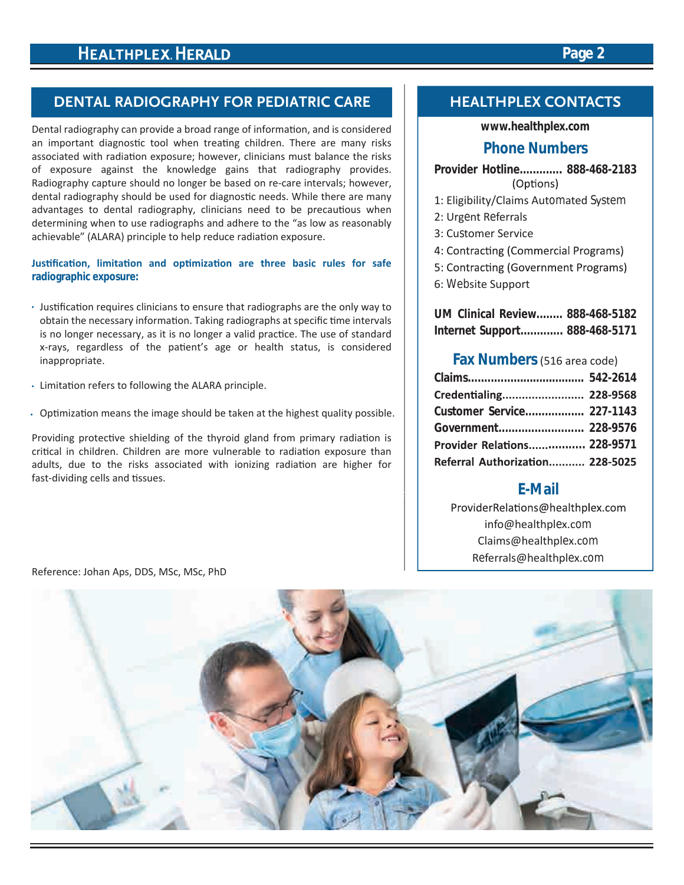## DENTAL RADIOGRAPHY FOR PEDIATRIC CARE

Dental radiography can provide a broad range of information, and is considered an important diagnostic tool when treating children. There are many risks associated with radiation exposure; however, clinicians must balance the risks of exposure against the knowledge gains that radiography provides. Radiography capture should no longer be based on re-care intervals; however, dental radiography should be used for diagnostic needs. While there are many advantages to dental radiography, clinicians need to be precautious when determining when to use radiographs and adhere to the "as low as reasonably achievable" (ALARA) principle to help reduce radiation exposure.

**Justification, limitation and optimization are three basic rules for safe radiographic exposure:**

- Justification requires clinicians to ensure that radiographs are the only way to obtain the necessary information. Taking radiographs at specific time intervals is no longer necessary, as it is no longer a valid practice. The use of standard x-rays, regardless of the patient's age or health status, is considered inappropriate.
- Limitation refers to following the ALARA principle.
- Optimization means the image should be taken at the highest quality possible.

Providing protective shielding of the thyroid gland from primary radiation is critical in children. Children are more vulnerable to radiation exposure than adults, due to the risks associated with ionizing radiation are higher for fast-dividing cells and tissues.

Reference: Johan Aps, DDS, MSc, MSc, PhD

## HEALTHPLEX CONTACTS

**www.healthplex.com**

### Phone Numbers

**Provider Hotline............. 888-468-2183**
(Options)

1: Eligibility/Claims Automated System
2: Urgent Referrals
3: Customer Service
4: Contracting (Commercial Programs)
5: Contracting (Government Programs)
6: Website Support

**UM Clinical Review........ 888-468-5182**
**Internet Support............. 888-468-5171**

### Fax Numbers (516 area code)

**Claims.................................. 542-2614**
**Credentialing......................... 228-9568**
**Customer Service.................. 227-1143**
**Government.......................... 228-9576**
**Provider Relations................. 228-9571**
**Referral Authorization........... 228-5025**

### E-Mail

ProviderRelations@healthplex.com
info@healthplex.com
Claims@healthplex.com
Referrals@healthplex.com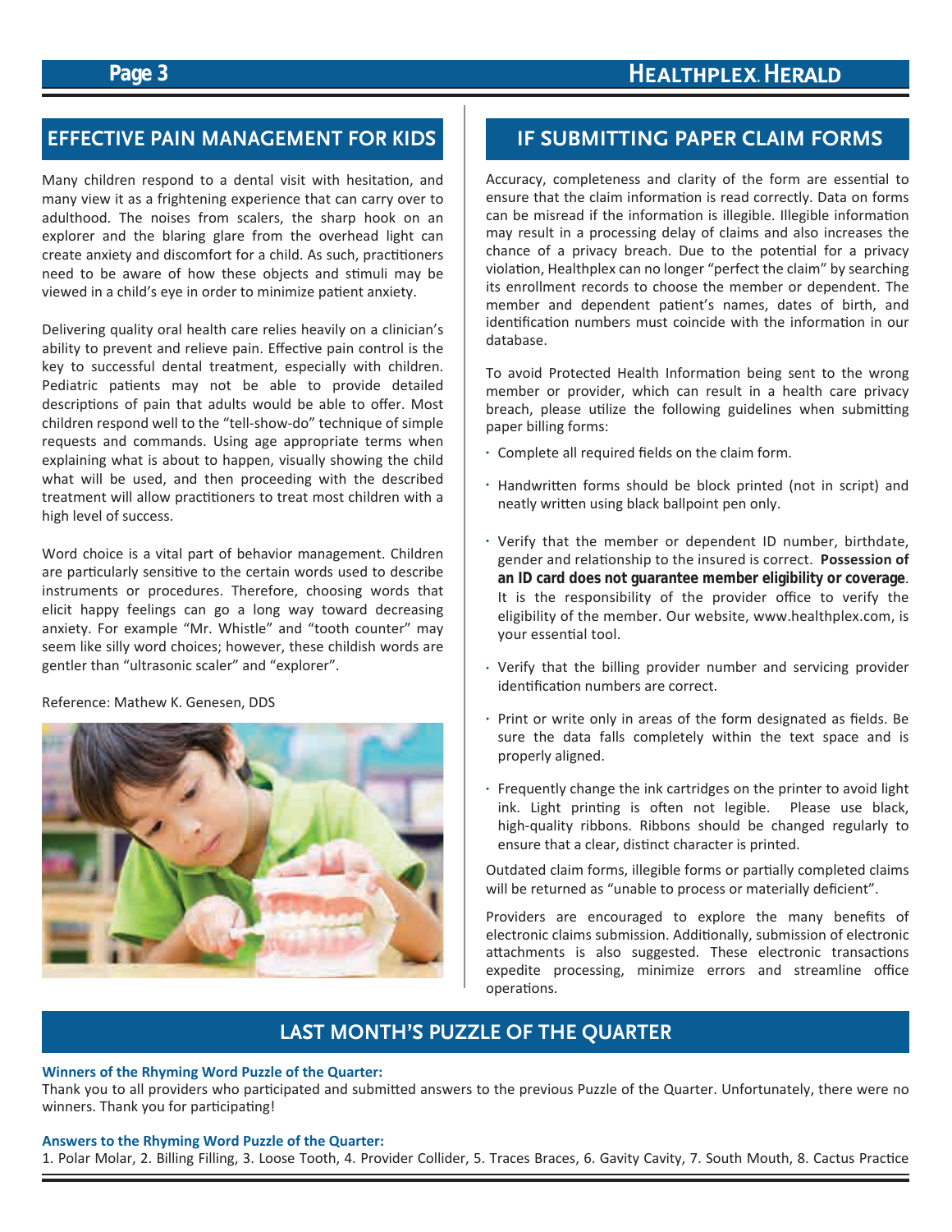## EFFECTIVE PAIN MANAGEMENT FOR KIDS

Many children respond to a dental visit with hesitation, and many view it as a frightening experience that can carry over to adulthood. The noises from scalers, the sharp hook on an explorer and the blaring glare from the overhead light can create anxiety and discomfort for a child. As such, practitioners need to be aware of how these objects and stimuli may be viewed in a child's eye in order to minimize patient anxiety.

Delivering quality oral health care relies heavily on a clinician's ability to prevent and relieve pain. Effective pain control is the key to successful dental treatment, especially with children. Pediatric patients may not be able to provide detailed descriptions of pain that adults would be able to offer. Most children respond well to the "tell-show-do" technique of simple requests and commands. Using age appropriate terms when explaining what is about to happen, visually showing the child what will be used, and then proceeding with the described treatment will allow practitioners to treat most children with a high level of success.

Word choice is a vital part of behavior management. Children are particularly sensitive to the certain words used to describe instruments or procedures. Therefore, choosing words that elicit happy feelings can go a long way toward decreasing anxiety. For example "Mr. Whistle" and "tooth counter" may seem like silly word choices; however, these childish words are gentler than "ultrasonic scaler" and "explorer".

Reference: Mathew K. Genesen, DDS

## IF SUBMITTING PAPER CLAIM FORMS

Accuracy, completeness and clarity of the form are essential to ensure that the claim information is read correctly. Data on forms can be misread if the information is illegible. Illegible information may result in a processing delay of claims and also increases the chance of a privacy breach. Due to the potential for a privacy violation, Healthplex can no longer "perfect the claim" by searching its enrollment records to choose the member or dependent. The member and dependent patient's names, dates of birth, and identification numbers must coincide with the information in our database.

To avoid Protected Health Information being sent to the wrong member or provider, which can result in a health care privacy breach, please utilize the following guidelines when submitting paper billing forms:

- Complete all required fields on the claim form.
- Handwritten forms should be block printed (not in script) and neatly written using black ballpoint pen only.
- Verify that the member or dependent ID number, birthdate, gender and relationship to the insured is correct. **Possession of an ID card does not guarantee member eligibility or coverage**. It is the responsibility of the provider office to verify the eligibility of the member. Our website, www.healthplex.com, is your essential tool.
- Verify that the billing provider number and servicing provider identification numbers are correct.
- Print or write only in areas of the form designated as fields. Be sure the data falls completely within the text space and is properly aligned.
- Frequently change the ink cartridges on the printer to avoid light ink. Light printing is often not legible. Please use black, high-quality ribbons. Ribbons should be changed regularly to ensure that a clear, distinct character is printed.

Outdated claim forms, illegible forms or partially completed claims will be returned as "unable to process or materially deficient".

Providers are encouraged to explore the many benefits of electronic claims submission. Additionally, submission of electronic attachments is also suggested. These electronic transactions expedite processing, minimize errors and streamline office operations.

## LAST MONTH'S PUZZLE OF THE QUARTER

**Winners of the Rhyming Word Puzzle of the Quarter:**

Thank you to all providers who participated and submitted answers to the previous Puzzle of the Quarter. Unfortunately, there were no winners. Thank you for participating!

**Answers to the Rhyming Word Puzzle of the Quarter:**

1. Polar Molar, 2. Billing Filling, 3. Loose Tooth, 4. Provider Collider, 5. Traces Braces, 6. Gavity Cavity, 7. South Mouth, 8. Cactus Practice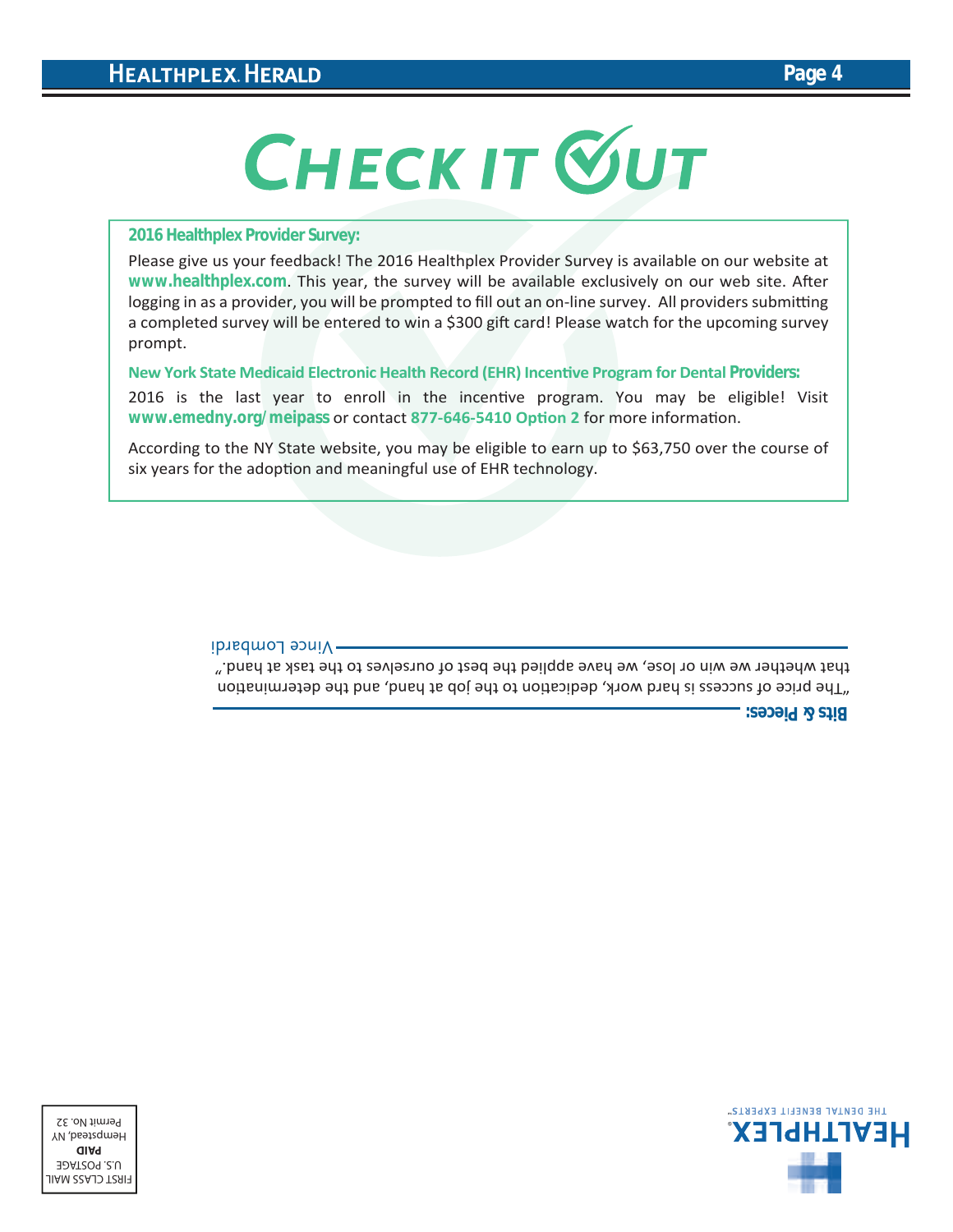# Check it Out

**2016 Healthplex Provider Survey:**

Please give us your feedback! The 2016 Healthplex Provider Survey is available on our website at **www.healthplex.com**. This year, the survey will be available exclusively on our web site. After logging in as a provider, you will be prompted to fill out an on-line survey. All providers submitting a completed survey will be entered to win a $300 gift card! Please watch for the upcoming survey prompt.

**New York State Medicaid Electronic Health Record (EHR) Incentive Program for Dental Providers:**

2016 is the last year to enroll in the incentive program. You may be eligible! Visit **www.emedny.org/meipass** or contact **877-646-5410 Option 2** for more information.

According to the NY State website, you may be eligible to earn up to $63,750 over the course of six years for the adoption and meaningful use of EHR technology.

**Bits & Pieces:**

"The price of success is hard work, dedication to the job at hand, and the determination that whether we win or lose, we have applied the best of ourselves to the task at hand."

— Vince Lombardi

HEALTHPLEX®
THE DENTAL BENEFIT EXPERTS™

FIRST CLASS MAIL
U.S. POSTAGE
**PAID**
Hempstead, NY
Permit No. 32